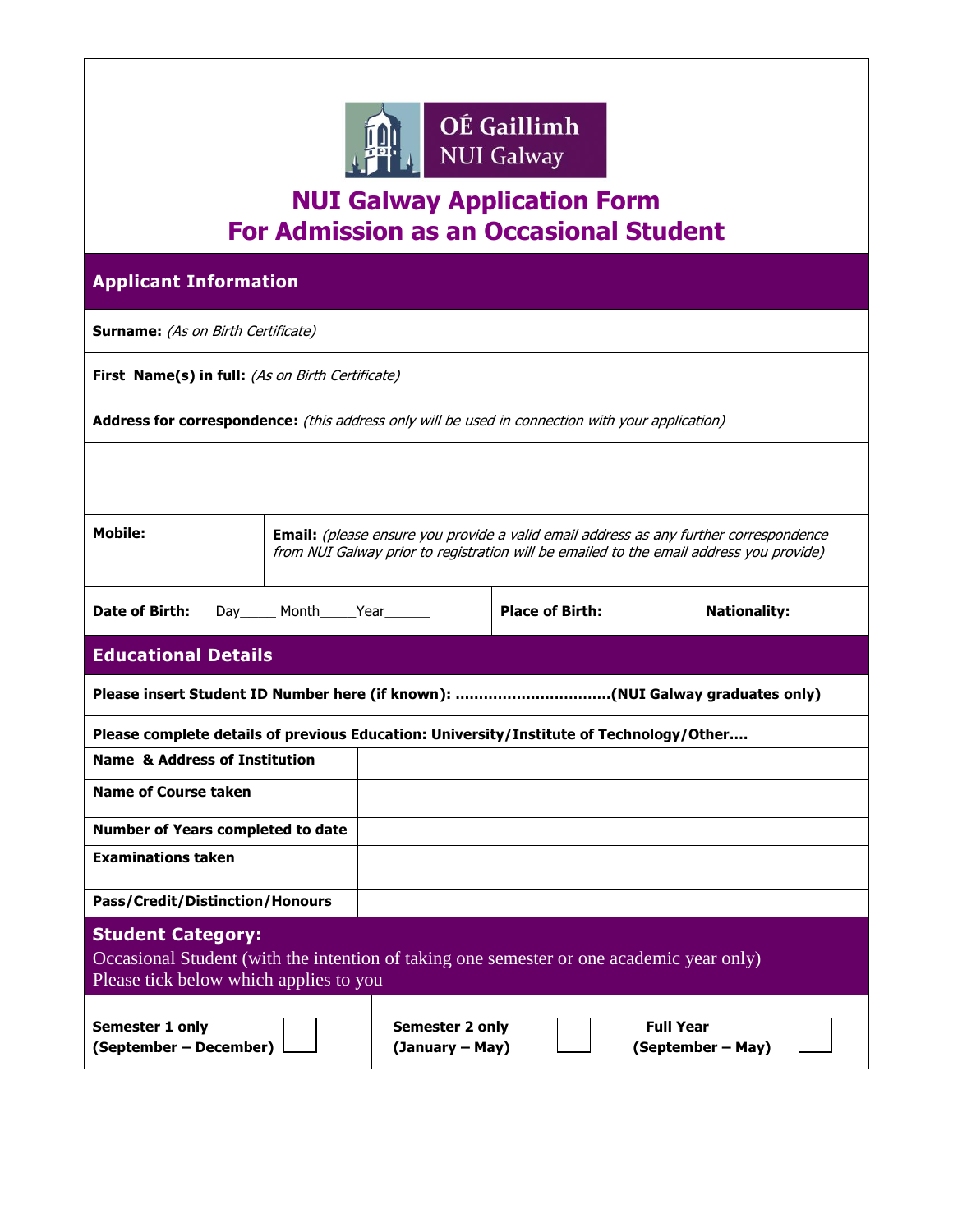OÉ Gaillimh
NUI Galway

# NUI Galway Application Form
# For Admission as an Occasional Student

## Applicant Information

**Surname:** *(As on Birth Certificate)*

**First Name(s) in full:** *(As on Birth Certificate)*

**Address for correspondence:** *(this address only will be used in connection with your application)*

| **Mobile:** | **Email:** *(please ensure you provide a valid email address as any further correspondence from NUI Galway prior to registration will be emailed to the email address you provide)* |
|---|---|

| **Date of Birth:** Day_____ Month_____Year______ | **Place of Birth:** | **Nationality:** |
|---|---|---|

## Educational Details

**Please insert Student ID Number here (if known): ................................(NUI Galway graduates only)**

**Please complete details of previous Education: University/Institute of Technology/Other….**

| | |
|---|---|
| **Name & Address of Institution** | |
| **Name of Course taken** | |
| **Number of Years completed to date** | |
| **Examinations taken** | |
| **Pass/Credit/Distinction/Honours** | |

## Student Category:

Occasional Student (with the intention of taking one semester or one academic year only)
Please tick below which applies to you

| **Semester 1 only (September – December)** ☐ | **Semester 2 only (January – May)** ☐ | **Full Year (September – May)** ☐ |
|---|---|---|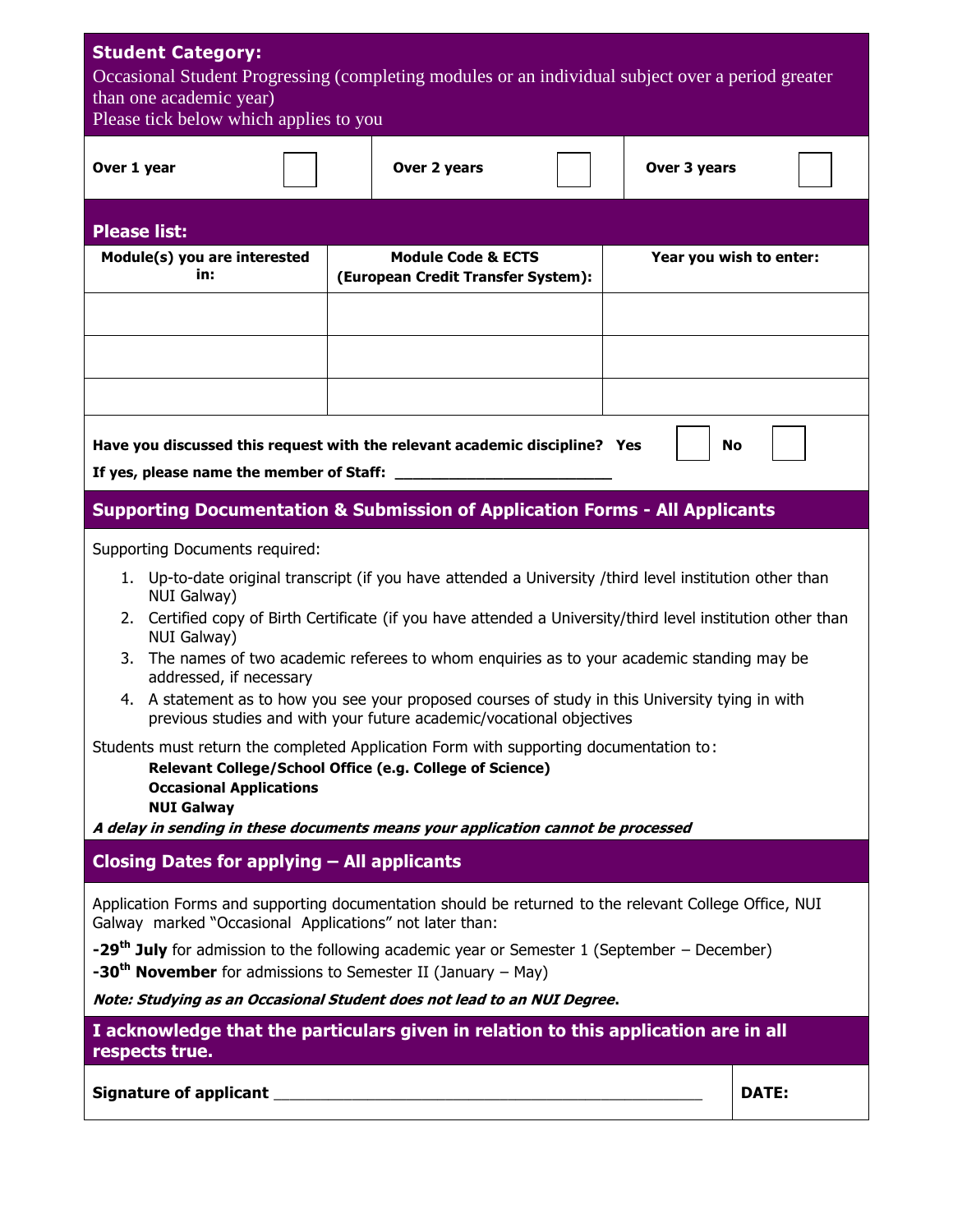**Student Category:**

Occasional Student Progressing (completing modules or an individual subject over a period greater than one academic year)

Please tick below which applies to you

| | | | | | |
|---|---|---|---|---|---|
| **Over 1 year** | ☐ | **Over 2 years** | ☐ | **Over 3 years** | ☐ |

**Please list:**

| Module(s) you are interested in: | Module Code & ECTS (European Credit Transfer System): | Year you wish to enter: |
|---|---|---|
| | | |
| | | |
| | | |

**Have you discussed this request with the relevant academic discipline? Yes** ☐ **No** ☐

**If yes, please name the member of Staff:** ________________________

## Supporting Documentation & Submission of Application Forms - All Applicants

Supporting Documents required:

1. Up-to-date original transcript (if you have attended a University /third level institution other than NUI Galway)
2. Certified copy of Birth Certificate (if you have attended a University/third level institution other than NUI Galway)
3. The names of two academic referees to whom enquiries as to your academic standing may be addressed, if necessary
4. A statement as to how you see your proposed courses of study in this University tying in with previous studies and with your future academic/vocational objectives

Students must return the completed Application Form with supporting documentation to:

**Relevant College/School Office (e.g. College of Science)**
**Occasional Applications**
**NUI Galway**

***A delay in sending in these documents means your application cannot be processed***

## Closing Dates for applying – All applicants

Application Forms and supporting documentation should be returned to the relevant College Office, NUI Galway marked "Occasional Applications" not later than:

**-29th July** for admission to the following academic year or Semester 1 (September – December)
**-30th November** for admissions to Semester II (January – May)

***Note: Studying as an Occasional Student does not lead to an NUI Degree.***

**I acknowledge that the particulars given in relation to this application are in all respects true.**

**Signature of applicant** ________________________________________________ **DATE:**